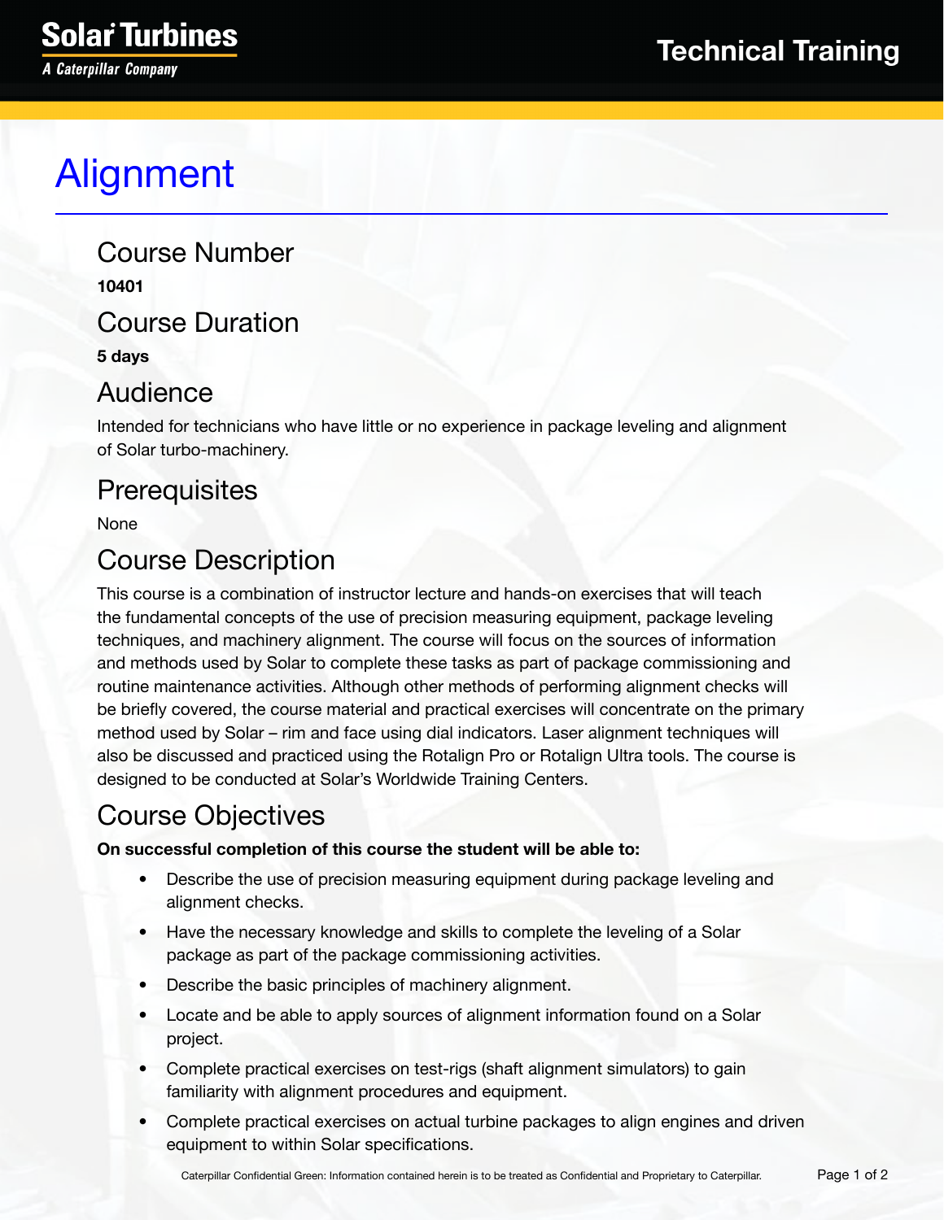# Alignment

## Course Number

**10401**

## Course Duration

**5 days**

## Audience

Intended for technicians who have little or no experience in package leveling and alignment of Solar turbo-machinery.

## Prerequisites

None

## Course Description

This course is a combination of instructor lecture and hands-on exercises that will teach the fundamental concepts of the use of precision measuring equipment, package leveling techniques, and machinery alignment. The course will focus on the sources of information and methods used by Solar to complete these tasks as part of package commissioning and routine maintenance activities. Although other methods of performing alignment checks will be briefly covered, the course material and practical exercises will concentrate on the primary method used by Solar – rim and face using dial indicators. Laser alignment techniques will also be discussed and practiced using the Rotalign Pro or Rotalign Ultra tools. The course is designed to be conducted at Solar's Worldwide Training Centers.

## Course Objectives

**On successful completion of this course the student will be able to:**

- Describe the use of precision measuring equipment during package leveling and alignment checks.
- Have the necessary knowledge and skills to complete the leveling of a Solar package as part of the package commissioning activities.
- Describe the basic principles of machinery alignment.
- Locate and be able to apply sources of alignment information found on a Solar project.
- Complete practical exercises on test-rigs (shaft alignment simulators) to gain familiarity with alignment procedures and equipment.
- Complete practical exercises on actual turbine packages to align engines and driven equipment to within Solar specifications.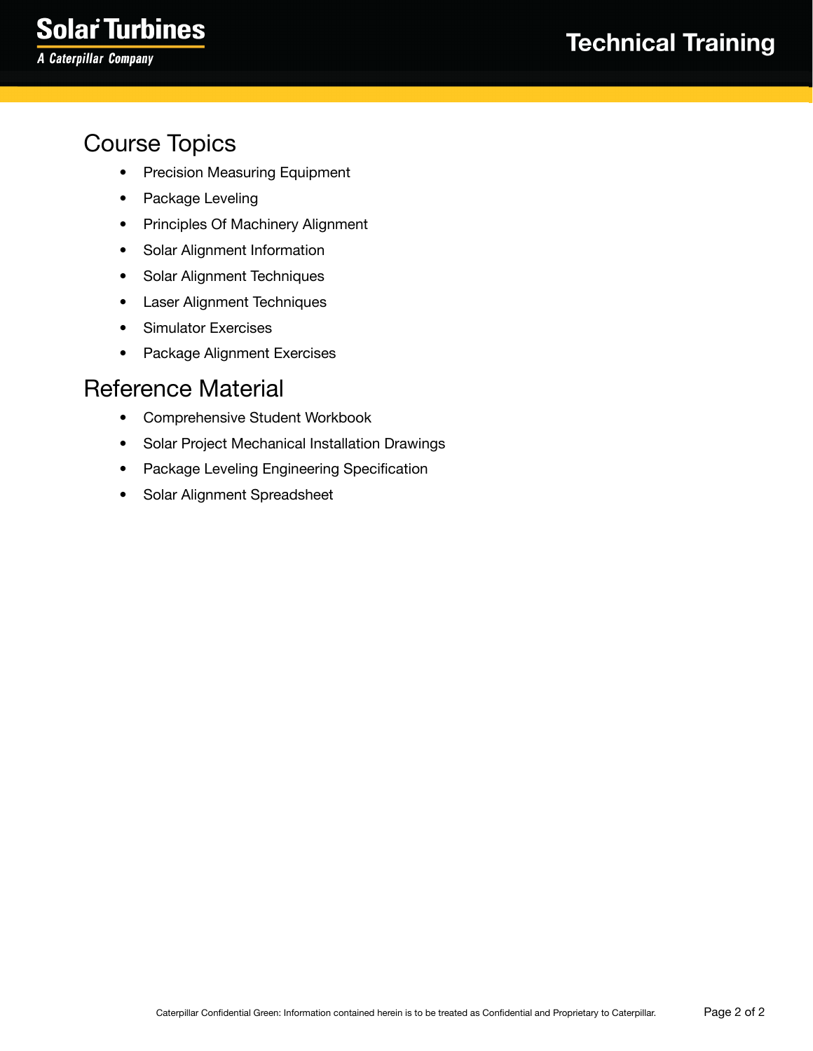## Course Topics

- Precision Measuring Equipment
- Package Leveling
- Principles Of Machinery Alignment
- Solar Alignment Information
- Solar Alignment Techniques
- Laser Alignment Techniques
- Simulator Exercises
- Package Alignment Exercises

## Reference Material

- Comprehensive Student Workbook
- Solar Project Mechanical Installation Drawings
- Package Leveling Engineering Specification
- Solar Alignment Spreadsheet

Caterpillar Confidential Green: Information contained herein is to be treated as Confidential and Proprietary to Caterpillar.